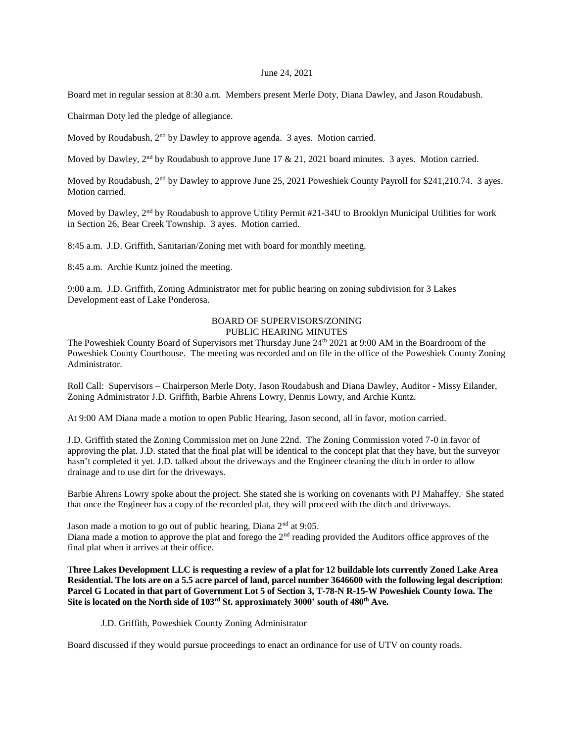June 24, 2021

Board met in regular session at 8:30 a.m. Members present Merle Doty, Diana Dawley, and Jason Roudabush.

Chairman Doty led the pledge of allegiance.

Moved by Roudabush, 2nd by Dawley to approve agenda. 3 ayes. Motion carried.

Moved by Dawley, 2nd by Roudabush to approve June 17 & 21, 2021 board minutes. 3 ayes. Motion carried.

Moved by Roudabush, 2nd by Dawley to approve June 25, 2021 Poweshiek County Payroll for $241,210.74. 3 ayes. Motion carried.

Moved by Dawley, 2nd by Roudabush to approve Utility Permit #21-34U to Brooklyn Municipal Utilities for work in Section 26, Bear Creek Township. 3 ayes. Motion carried.

8:45 a.m. J.D. Griffith, Sanitarian/Zoning met with board for monthly meeting.

8:45 a.m. Archie Kuntz joined the meeting.

9:00 a.m. J.D. Griffith, Zoning Administrator met for public hearing on zoning subdivision for 3 Lakes Development east of Lake Ponderosa.

## BOARD OF SUPERVISORS/ZONING
## PUBLIC HEARING MINUTES

The Poweshiek County Board of Supervisors met Thursday June 24th 2021 at 9:00 AM in the Boardroom of the Poweshiek County Courthouse. The meeting was recorded and on file in the office of the Poweshiek County Zoning Administrator.

Roll Call: Supervisors – Chairperson Merle Doty, Jason Roudabush and Diana Dawley, Auditor - Missy Eilander, Zoning Administrator J.D. Griffith, Barbie Ahrens Lowry, Dennis Lowry, and Archie Kuntz.

At 9:00 AM Diana made a motion to open Public Hearing, Jason second, all in favor, motion carried.

J.D. Griffith stated the Zoning Commission met on June 22nd. The Zoning Commission voted 7-0 in favor of approving the plat. J.D. stated that the final plat will be identical to the concept plat that they have, but the surveyor hasn't completed it yet. J.D. talked about the driveways and the Engineer cleaning the ditch in order to allow drainage and to use dirt for the driveways.

Barbie Ahrens Lowry spoke about the project. She stated she is working on covenants with PJ Mahaffey. She stated that once the Engineer has a copy of the recorded plat, they will proceed with the ditch and driveways.

Jason made a motion to go out of public hearing, Diana 2nd at 9:05.
Diana made a motion to approve the plat and forego the 2nd reading provided the Auditors office approves of the final plat when it arrives at their office.

**Three Lakes Development LLC is requesting a review of a plat for 12 buildable lots currently Zoned Lake Area Residential. The lots are on a 5.5 acre parcel of land, parcel number 3646600 with the following legal description: Parcel G Located in that part of Government Lot 5 of Section 3, T-78-N R-15-W Poweshiek County Iowa. The Site is located on the North side of 103rd St. approximately 3000' south of 480th Ave.**

J.D. Griffith, Poweshiek County Zoning Administrator

Board discussed if they would pursue proceedings to enact an ordinance for use of UTV on county roads.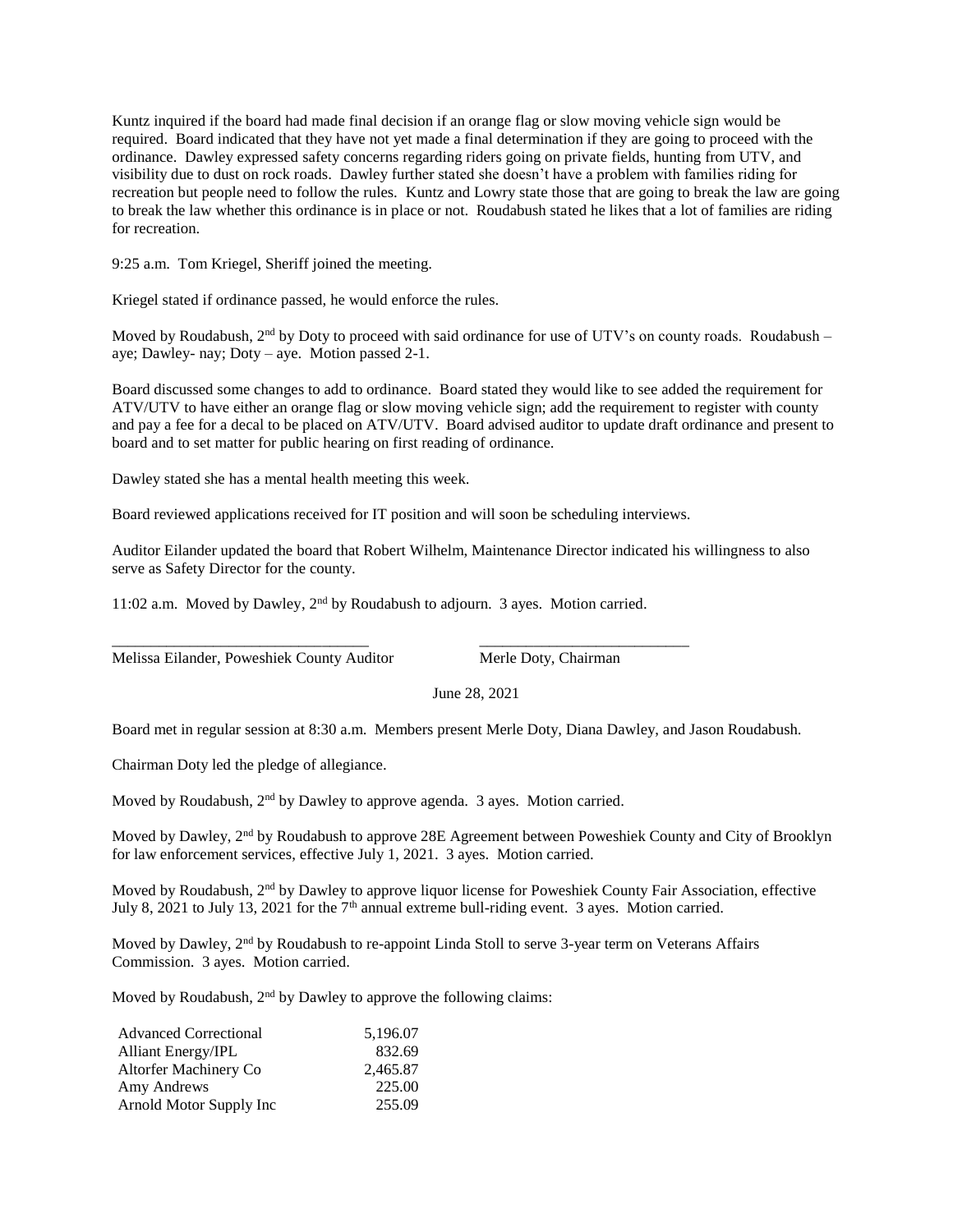Kuntz inquired if the board had made final decision if an orange flag or slow moving vehicle sign would be required. Board indicated that they have not yet made a final determination if they are going to proceed with the ordinance. Dawley expressed safety concerns regarding riders going on private fields, hunting from UTV, and visibility due to dust on rock roads. Dawley further stated she doesn't have a problem with families riding for recreation but people need to follow the rules. Kuntz and Lowry state those that are going to break the law are going to break the law whether this ordinance is in place or not. Roudabush stated he likes that a lot of families are riding for recreation.

9:25 a.m. Tom Kriegel, Sheriff joined the meeting.

Kriegel stated if ordinance passed, he would enforce the rules.

Moved by Roudabush, 2nd by Doty to proceed with said ordinance for use of UTV's on county roads. Roudabush – aye; Dawley- nay; Doty – aye. Motion passed 2-1.

Board discussed some changes to add to ordinance. Board stated they would like to see added the requirement for ATV/UTV to have either an orange flag or slow moving vehicle sign; add the requirement to register with county and pay a fee for a decal to be placed on ATV/UTV. Board advised auditor to update draft ordinance and present to board and to set matter for public hearing on first reading of ordinance.

Dawley stated she has a mental health meeting this week.

Board reviewed applications received for IT position and will soon be scheduling interviews.

Auditor Eilander updated the board that Robert Wilhelm, Maintenance Director indicated his willingness to also serve as Safety Director for the county.

11:02 a.m. Moved by Dawley, 2nd by Roudabush to adjourn. 3 ayes. Motion carried.

_________________________________ _________________________________

Melissa Eilander, Poweshiek County Auditor Merle Doty, Chairman

June 28, 2021

Board met in regular session at 8:30 a.m. Members present Merle Doty, Diana Dawley, and Jason Roudabush.

Chairman Doty led the pledge of allegiance.

Moved by Roudabush, 2nd by Dawley to approve agenda. 3 ayes. Motion carried.

Moved by Dawley, 2nd by Roudabush to approve 28E Agreement between Poweshiek County and City of Brooklyn for law enforcement services, effective July 1, 2021. 3 ayes. Motion carried.

Moved by Roudabush, 2nd by Dawley to approve liquor license for Poweshiek County Fair Association, effective July 8, 2021 to July 13, 2021 for the 7th annual extreme bull-riding event. 3 ayes. Motion carried.

Moved by Dawley, 2nd by Roudabush to re-appoint Linda Stoll to serve 3-year term on Veterans Affairs Commission. 3 ayes. Motion carried.

Moved by Roudabush, 2nd by Dawley to approve the following claims:

| | |
|---|---|
| Advanced Correctional | 5,196.07 |
| Alliant Energy/IPL | 832.69 |
| Altorfer Machinery Co | 2,465.87 |
| Amy Andrews | 225.00 |
| Arnold Motor Supply Inc | 255.09 |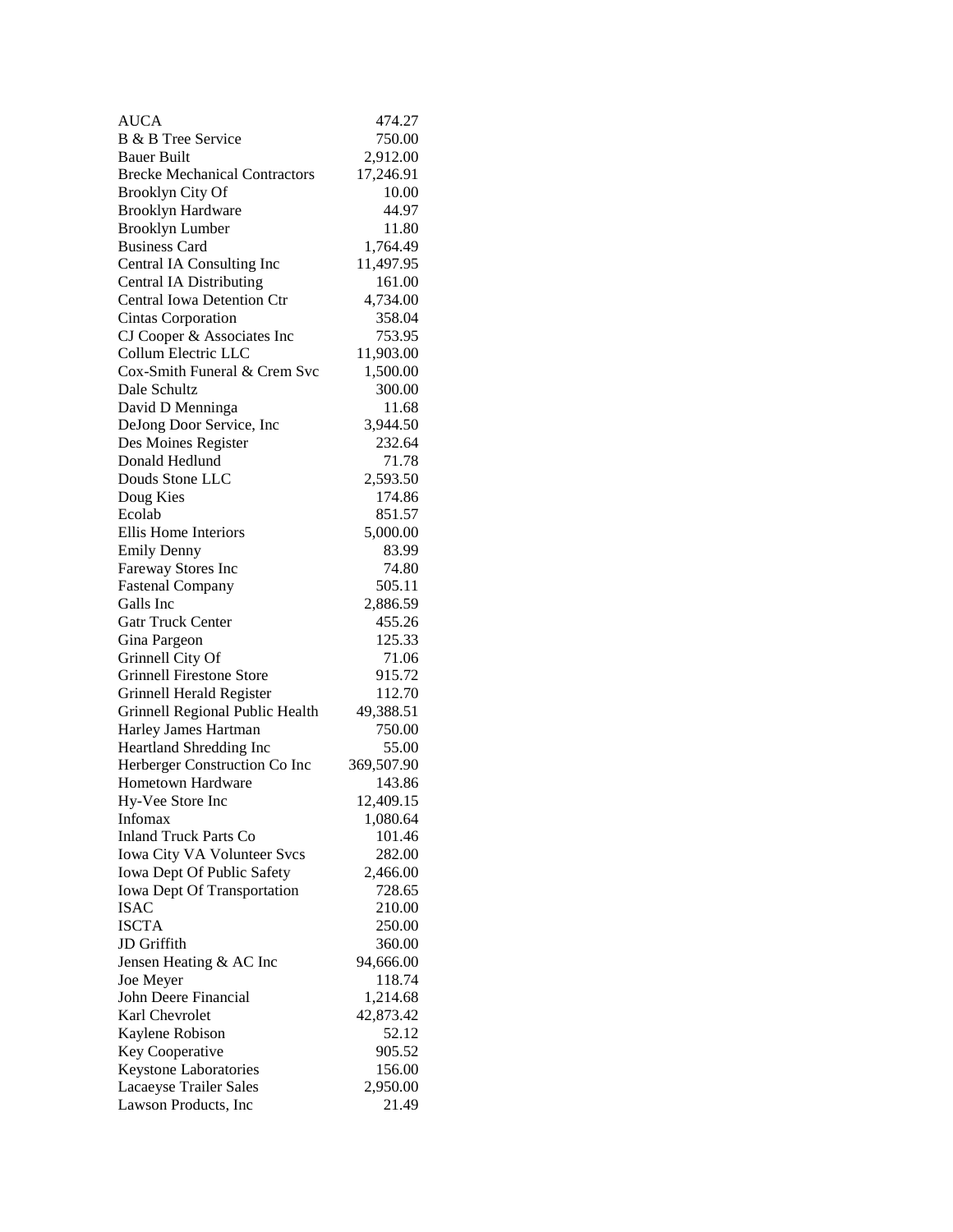| | |
|---|---|
| AUCA | 474.27 |
| B & B Tree Service | 750.00 |
| Bauer Built | 2,912.00 |
| Brecke Mechanical Contractors | 17,246.91 |
| Brooklyn City Of | 10.00 |
| Brooklyn Hardware | 44.97 |
| Brooklyn Lumber | 11.80 |
| Business Card | 1,764.49 |
| Central IA Consulting Inc | 11,497.95 |
| Central IA Distributing | 161.00 |
| Central Iowa Detention Ctr | 4,734.00 |
| Cintas Corporation | 358.04 |
| CJ Cooper & Associates Inc | 753.95 |
| Collum Electric LLC | 11,903.00 |
| Cox-Smith Funeral & Crem Svc | 1,500.00 |
| Dale Schultz | 300.00 |
| David D Menninga | 11.68 |
| DeJong Door Service, Inc | 3,944.50 |
| Des Moines Register | 232.64 |
| Donald Hedlund | 71.78 |
| Douds Stone LLC | 2,593.50 |
| Doug Kies | 174.86 |
| Ecolab | 851.57 |
| Ellis Home Interiors | 5,000.00 |
| Emily Denny | 83.99 |
| Fareway Stores Inc | 74.80 |
| Fastenal Company | 505.11 |
| Galls Inc | 2,886.59 |
| Gatr Truck Center | 455.26 |
| Gina Pargeon | 125.33 |
| Grinnell City Of | 71.06 |
| Grinnell Firestone Store | 915.72 |
| Grinnell Herald Register | 112.70 |
| Grinnell Regional Public Health | 49,388.51 |
| Harley James Hartman | 750.00 |
| Heartland Shredding Inc | 55.00 |
| Herberger Construction Co Inc | 369,507.90 |
| Hometown Hardware | 143.86 |
| Hy-Vee Store Inc | 12,409.15 |
| Infomax | 1,080.64 |
| Inland Truck Parts Co | 101.46 |
| Iowa City VA Volunteer Svcs | 282.00 |
| Iowa Dept Of Public Safety | 2,466.00 |
| Iowa Dept Of Transportation | 728.65 |
| ISAC | 210.00 |
| ISCTA | 250.00 |
| JD Griffith | 360.00 |
| Jensen Heating & AC Inc | 94,666.00 |
| Joe Meyer | 118.74 |
| John Deere Financial | 1,214.68 |
| Karl Chevrolet | 42,873.42 |
| Kaylene Robison | 52.12 |
| Key Cooperative | 905.52 |
| Keystone Laboratories | 156.00 |
| Lacaeyse Trailer Sales | 2,950.00 |
| Lawson Products, Inc | 21.49 |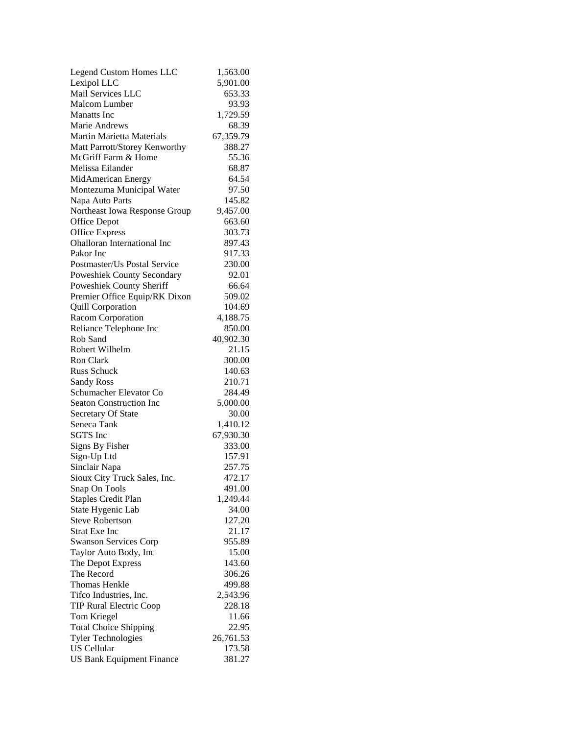| | |
|---|---|
| Legend Custom Homes LLC | 1,563.00 |
| Lexipol LLC | 5,901.00 |
| Mail Services LLC | 653.33 |
| Malcom Lumber | 93.93 |
| Manatts Inc | 1,729.59 |
| Marie Andrews | 68.39 |
| Martin Marietta Materials | 67,359.79 |
| Matt Parrott/Storey Kenworthy | 388.27 |
| McGriff Farm & Home | 55.36 |
| Melissa Eilander | 68.87 |
| MidAmerican Energy | 64.54 |
| Montezuma Municipal Water | 97.50 |
| Napa Auto Parts | 145.82 |
| Northeast Iowa Response Group | 9,457.00 |
| Office Depot | 663.60 |
| Office Express | 303.73 |
| Ohalloran International Inc | 897.43 |
| Pakor Inc | 917.33 |
| Postmaster/Us Postal Service | 230.00 |
| Poweshiek County Secondary | 92.01 |
| Poweshiek County Sheriff | 66.64 |
| Premier Office Equip/RK Dixon | 509.02 |
| Quill Corporation | 104.69 |
| Racom Corporation | 4,188.75 |
| Reliance Telephone Inc | 850.00 |
| Rob Sand | 40,902.30 |
| Robert Wilhelm | 21.15 |
| Ron Clark | 300.00 |
| Russ Schuck | 140.63 |
| Sandy Ross | 210.71 |
| Schumacher Elevator Co | 284.49 |
| Seaton Construction Inc | 5,000.00 |
| Secretary Of State | 30.00 |
| Seneca Tank | 1,410.12 |
| SGTS Inc | 67,930.30 |
| Signs By Fisher | 333.00 |
| Sign-Up Ltd | 157.91 |
| Sinclair Napa | 257.75 |
| Sioux City Truck Sales, Inc. | 472.17 |
| Snap On Tools | 491.00 |
| Staples Credit Plan | 1,249.44 |
| State Hygenic Lab | 34.00 |
| Steve Robertson | 127.20 |
| Strat Exe Inc | 21.17 |
| Swanson Services Corp | 955.89 |
| Taylor Auto Body, Inc | 15.00 |
| The Depot Express | 143.60 |
| The Record | 306.26 |
| Thomas Henkle | 499.88 |
| Tifco Industries, Inc. | 2,543.96 |
| TIP Rural Electric Coop | 228.18 |
| Tom Kriegel | 11.66 |
| Total Choice Shipping | 22.95 |
| Tyler Technologies | 26,761.53 |
| US Cellular | 173.58 |
| US Bank Equipment Finance | 381.27 |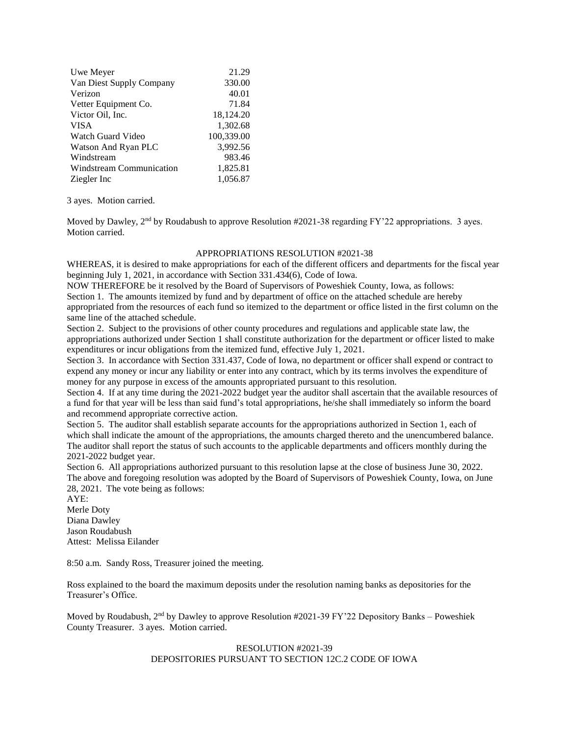| | |
|---|---|
| Uwe Meyer | 21.29 |
| Van Diest Supply Company | 330.00 |
| Verizon | 40.01 |
| Vetter Equipment Co. | 71.84 |
| Victor Oil, Inc. | 18,124.20 |
| VISA | 1,302.68 |
| Watch Guard Video | 100,339.00 |
| Watson And Ryan PLC | 3,992.56 |
| Windstream | 983.46 |
| Windstream Communication | 1,825.81 |
| Ziegler Inc | 1,056.87 |

3 ayes. Motion carried.

Moved by Dawley, 2nd by Roudabush to approve Resolution #2021-38 regarding FY'22 appropriations. 3 ayes. Motion carried.

APPROPRIATIONS RESOLUTION #2021-38

WHEREAS, it is desired to make appropriations for each of the different officers and departments for the fiscal year beginning July 1, 2021, in accordance with Section 331.434(6), Code of Iowa.

NOW THEREFORE be it resolved by the Board of Supervisors of Poweshiek County, Iowa, as follows:

Section 1. The amounts itemized by fund and by department of office on the attached schedule are hereby appropriated from the resources of each fund so itemized to the department or office listed in the first column on the same line of the attached schedule.

Section 2. Subject to the provisions of other county procedures and regulations and applicable state law, the appropriations authorized under Section 1 shall constitute authorization for the department or officer listed to make expenditures or incur obligations from the itemized fund, effective July 1, 2021.

Section 3. In accordance with Section 331.437, Code of Iowa, no department or officer shall expend or contract to expend any money or incur any liability or enter into any contract, which by its terms involves the expenditure of money for any purpose in excess of the amounts appropriated pursuant to this resolution.

Section 4. If at any time during the 2021-2022 budget year the auditor shall ascertain that the available resources of a fund for that year will be less than said fund's total appropriations, he/she shall immediately so inform the board and recommend appropriate corrective action.

Section 5. The auditor shall establish separate accounts for the appropriations authorized in Section 1, each of which shall indicate the amount of the appropriations, the amounts charged thereto and the unencumbered balance. The auditor shall report the status of such accounts to the applicable departments and officers monthly during the 2021-2022 budget year.

Section 6. All appropriations authorized pursuant to this resolution lapse at the close of business June 30, 2022.

The above and foregoing resolution was adopted by the Board of Supervisors of Poweshiek County, Iowa, on June 28, 2021. The vote being as follows:

AYE:
Merle Doty
Diana Dawley
Jason Roudabush
Attest: Melissa Eilander

8:50 a.m. Sandy Ross, Treasurer joined the meeting.

Ross explained to the board the maximum deposits under the resolution naming banks as depositories for the Treasurer's Office.

Moved by Roudabush, 2nd by Dawley to approve Resolution #2021-39 FY'22 Depository Banks – Poweshiek County Treasurer. 3 ayes. Motion carried.

RESOLUTION #2021-39
DEPOSITORIES PURSUANT TO SECTION 12C.2 CODE OF IOWA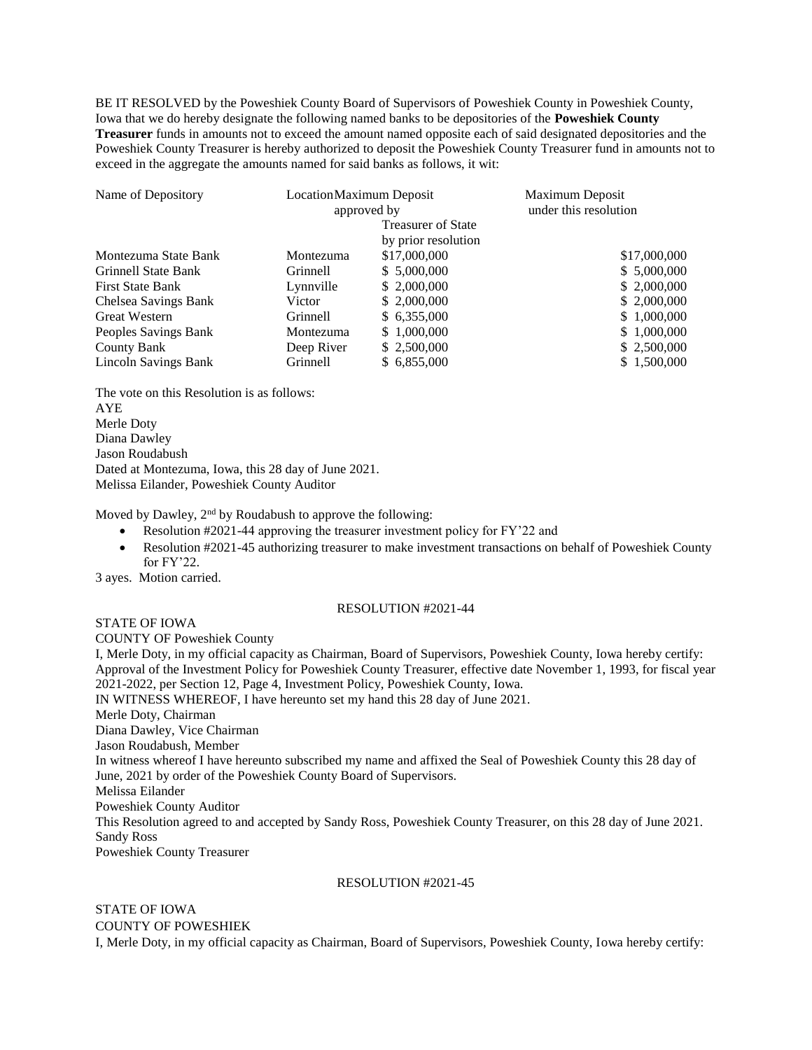BE IT RESOLVED by the Poweshiek County Board of Supervisors of Poweshiek County in Poweshiek County, Iowa that we do hereby designate the following named banks to be depositories of the **Poweshiek County Treasurer** funds in amounts not to exceed the amount named opposite each of said designated depositories and the Poweshiek County Treasurer is hereby authorized to deposit the Poweshiek County Treasurer fund in amounts not to exceed in the aggregate the amounts named for said banks as follows, it wit:

| Name of Depository | Location | Maximum Deposit approved by Treasurer of State by prior resolution | Maximum Deposit under this resolution |
|---|---|---|---|
| Montezuma State Bank | Montezuma | $17,000,000 | $17,000,000 |
| Grinnell State Bank | Grinnell | $ 5,000,000 | $ 5,000,000 |
| First State Bank | Lynnville | $ 2,000,000 | $ 2,000,000 |
| Chelsea Savings Bank | Victor | $ 2,000,000 | $ 2,000,000 |
| Great Western | Grinnell | $ 6,355,000 | $ 1,000,000 |
| Peoples Savings Bank | Montezuma | $ 1,000,000 | $ 1,000,000 |
| County Bank | Deep River | $ 2,500,000 | $ 2,500,000 |
| Lincoln Savings Bank | Grinnell | $ 6,855,000 | $ 1,500,000 |

The vote on this Resolution is as follows:
AYE
Merle Doty
Diana Dawley
Jason Roudabush
Dated at Montezuma, Iowa, this 28 day of June 2021.
Melissa Eilander, Poweshiek County Auditor

Moved by Dawley, 2nd by Roudabush to approve the following:

- Resolution #2021-44 approving the treasurer investment policy for FY'22 and
- Resolution #2021-45 authorizing treasurer to make investment transactions on behalf of Poweshiek County for FY'22.

3 ayes. Motion carried.

RESOLUTION #2021-44

STATE OF IOWA
COUNTY OF Poweshiek County
I, Merle Doty, in my official capacity as Chairman, Board of Supervisors, Poweshiek County, Iowa hereby certify: Approval of the Investment Policy for Poweshiek County Treasurer, effective date November 1, 1993, for fiscal year 2021-2022, per Section 12, Page 4, Investment Policy, Poweshiek County, Iowa.
IN WITNESS WHEREOF, I have hereunto set my hand this 28 day of June 2021.
Merle Doty, Chairman
Diana Dawley, Vice Chairman
Jason Roudabush, Member
In witness whereof I have hereunto subscribed my name and affixed the Seal of Poweshiek County this 28 day of June, 2021 by order of the Poweshiek County Board of Supervisors.
Melissa Eilander
Poweshiek County Auditor
This Resolution agreed to and accepted by Sandy Ross, Poweshiek County Treasurer, on this 28 day of June 2021.
Sandy Ross
Poweshiek County Treasurer

RESOLUTION #2021-45

STATE OF IOWA
COUNTY OF POWESHIEK
I, Merle Doty, in my official capacity as Chairman, Board of Supervisors, Poweshiek County, Iowa hereby certify: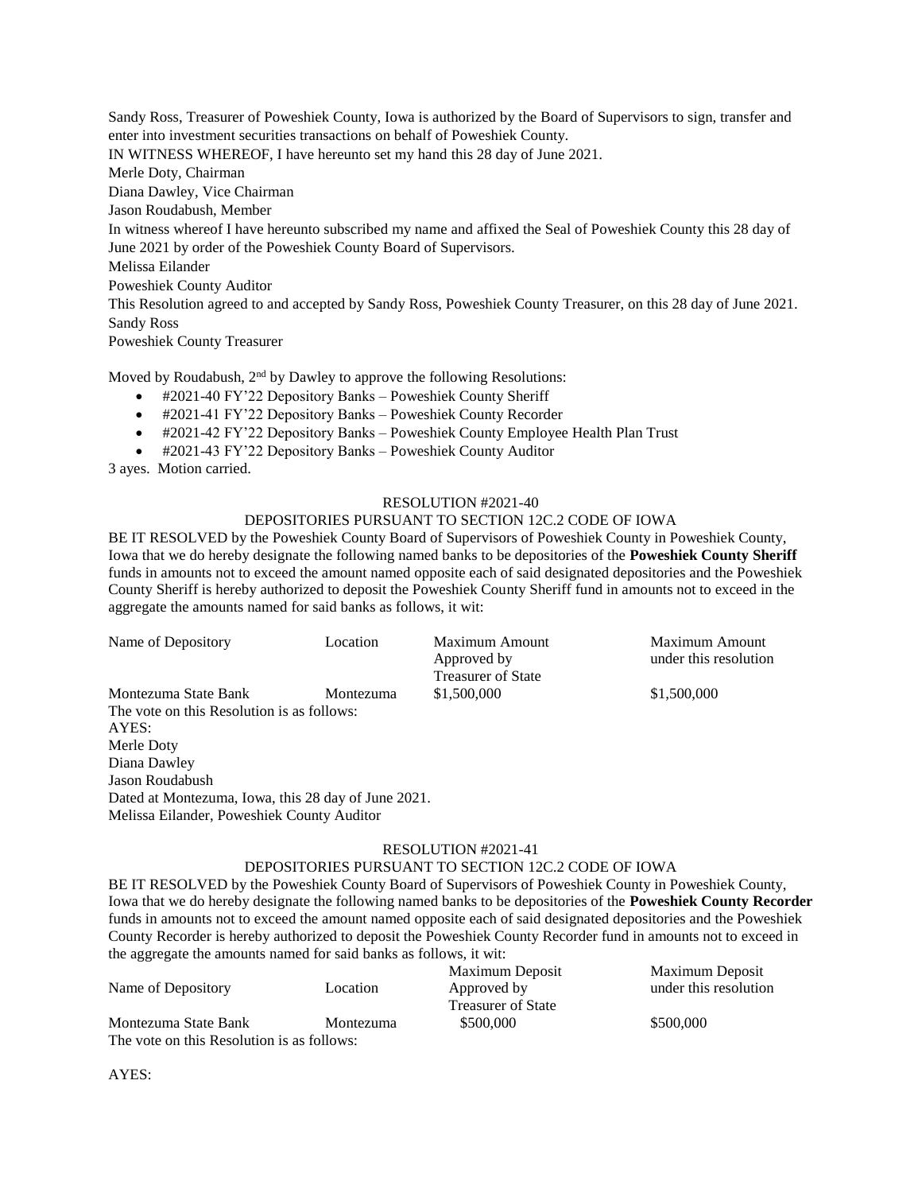Sandy Ross, Treasurer of Poweshiek County, Iowa is authorized by the Board of Supervisors to sign, transfer and enter into investment securities transactions on behalf of Poweshiek County.

IN WITNESS WHEREOF, I have hereunto set my hand this 28 day of June 2021.

Merle Doty, Chairman

Diana Dawley, Vice Chairman

Jason Roudabush, Member

In witness whereof I have hereunto subscribed my name and affixed the Seal of Poweshiek County this 28 day of June 2021 by order of the Poweshiek County Board of Supervisors.

Melissa Eilander

Poweshiek County Auditor

This Resolution agreed to and accepted by Sandy Ross, Poweshiek County Treasurer, on this 28 day of June 2021.

Sandy Ross

Poweshiek County Treasurer

Moved by Roudabush, 2nd by Dawley to approve the following Resolutions:

- #2021-40 FY'22 Depository Banks – Poweshiek County Sheriff
- #2021-41 FY'22 Depository Banks – Poweshiek County Recorder
- #2021-42 FY'22 Depository Banks – Poweshiek County Employee Health Plan Trust
- #2021-43 FY'22 Depository Banks – Poweshiek County Auditor

3 ayes. Motion carried.

RESOLUTION #2021-40

DEPOSITORIES PURSUANT TO SECTION 12C.2 CODE OF IOWA

BE IT RESOLVED by the Poweshiek County Board of Supervisors of Poweshiek County in Poweshiek County, Iowa that we do hereby designate the following named banks to be depositories of the **Poweshiek County Sheriff** funds in amounts not to exceed the amount named opposite each of said designated depositories and the Poweshiek County Sheriff is hereby authorized to deposit the Poweshiek County Sheriff fund in amounts not to exceed in the aggregate the amounts named for said banks as follows, it wit:

| Name of Depository | Location | Maximum Amount Approved by Treasurer of State | Maximum Amount under this resolution |
|---|---|---|---|
| Montezuma State Bank | Montezuma | $1,500,000 | $1,500,000 |

The vote on this Resolution is as follows:

AYES:

Merle Doty

Diana Dawley

Jason Roudabush

Dated at Montezuma, Iowa, this 28 day of June 2021.

Melissa Eilander, Poweshiek County Auditor

RESOLUTION #2021-41

DEPOSITORIES PURSUANT TO SECTION 12C.2 CODE OF IOWA

BE IT RESOLVED by the Poweshiek County Board of Supervisors of Poweshiek County in Poweshiek County, Iowa that we do hereby designate the following named banks to be depositories of the **Poweshiek County Recorder** funds in amounts not to exceed the amount named opposite each of said designated depositories and the Poweshiek County Recorder is hereby authorized to deposit the Poweshiek County Recorder fund in amounts not to exceed in the aggregate the amounts named for said banks as follows, it wit:

| Name of Depository | Location | Maximum Deposit Approved by Treasurer of State | Maximum Deposit under this resolution |
|---|---|---|---|
| Montezuma State Bank | Montezuma | $500,000 | $500,000 |

The vote on this Resolution is as follows:

AYES: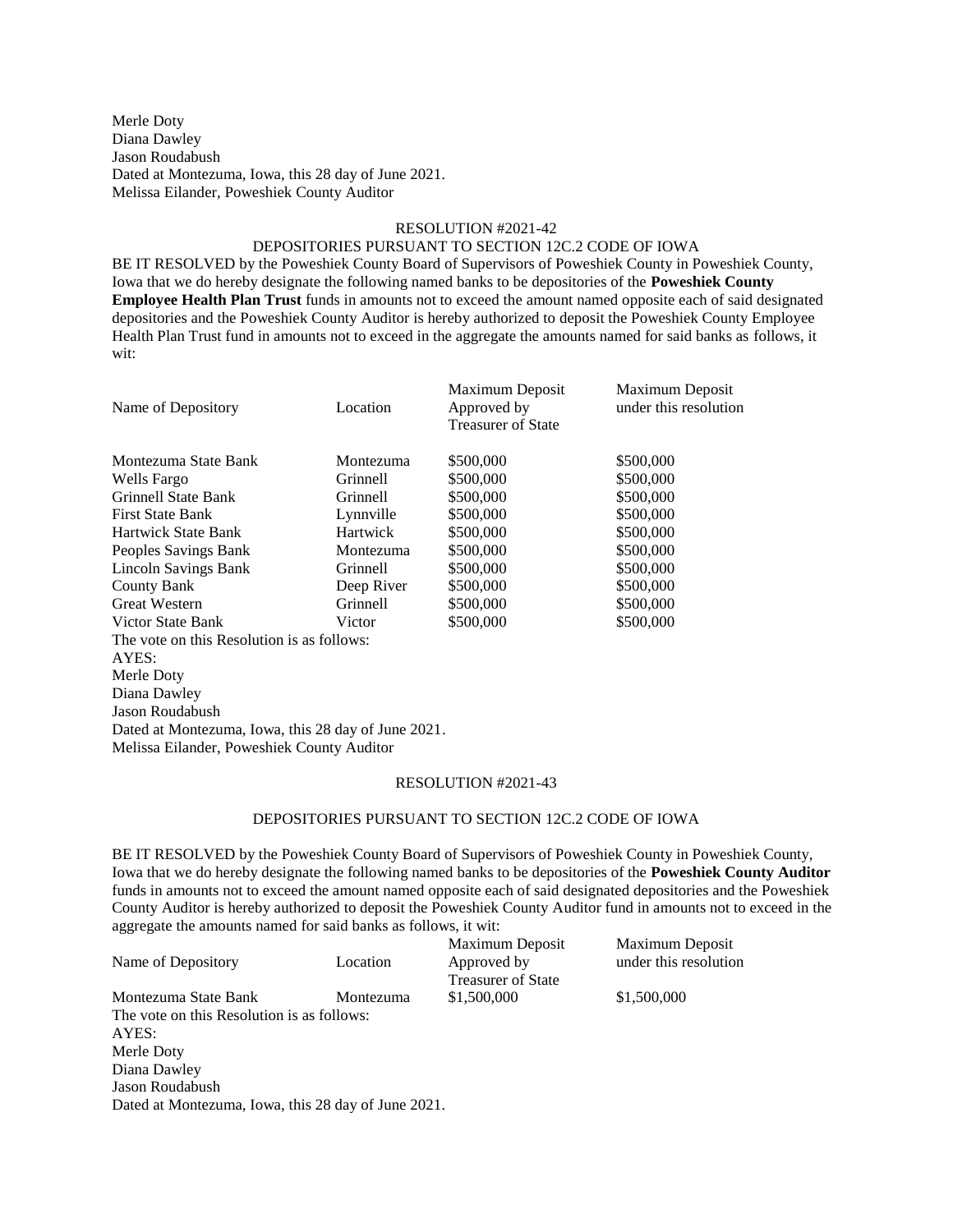Merle Doty
Diana Dawley
Jason Roudabush
Dated at Montezuma, Iowa, this 28 day of June 2021.
Melissa Eilander, Poweshiek County Auditor

RESOLUTION #2021-42

DEPOSITORIES PURSUANT TO SECTION 12C.2 CODE OF IOWA

BE IT RESOLVED by the Poweshiek County Board of Supervisors of Poweshiek County in Poweshiek County, Iowa that we do hereby designate the following named banks to be depositories of the **Poweshiek County Employee Health Plan Trust** funds in amounts not to exceed the amount named opposite each of said designated depositories and the Poweshiek County Auditor is hereby authorized to deposit the Poweshiek County Employee Health Plan Trust fund in amounts not to exceed in the aggregate the amounts named for said banks as follows, it wit:

| Name of Depository | Location | Maximum Deposit Approved by Treasurer of State | Maximum Deposit under this resolution |
|---|---|---|---|
| Montezuma State Bank | Montezuma | \$500,000 | \$500,000 |
| Wells Fargo | Grinnell | \$500,000 | \$500,000 |
| Grinnell State Bank | Grinnell | \$500,000 | \$500,000 |
| First State Bank | Lynnville | \$500,000 | \$500,000 |
| Hartwick State Bank | Hartwick | \$500,000 | \$500,000 |
| Peoples Savings Bank | Montezuma | \$500,000 | \$500,000 |
| Lincoln Savings Bank | Grinnell | \$500,000 | \$500,000 |
| County Bank | Deep River | \$500,000 | \$500,000 |
| Great Western | Grinnell | \$500,000 | \$500,000 |
| Victor State Bank | Victor | \$500,000 | \$500,000 |

The vote on this Resolution is as follows:
AYES:
Merle Doty
Diana Dawley
Jason Roudabush
Dated at Montezuma, Iowa, this 28 day of June 2021.
Melissa Eilander, Poweshiek County Auditor

RESOLUTION #2021-43

DEPOSITORIES PURSUANT TO SECTION 12C.2 CODE OF IOWA

BE IT RESOLVED by the Poweshiek County Board of Supervisors of Poweshiek County in Poweshiek County, Iowa that we do hereby designate the following named banks to be depositories of the **Poweshiek County Auditor** funds in amounts not to exceed the amount named opposite each of said designated depositories and the Poweshiek County Auditor is hereby authorized to deposit the Poweshiek County Auditor fund in amounts not to exceed in the aggregate the amounts named for said banks as follows, it wit:

| Name of Depository | Location | Maximum Deposit Approved by Treasurer of State | Maximum Deposit under this resolution |
|---|---|---|---|
| Montezuma State Bank | Montezuma | \$1,500,000 | \$1,500,000 |

The vote on this Resolution is as follows:
AYES:
Merle Doty
Diana Dawley
Jason Roudabush
Dated at Montezuma, Iowa, this 28 day of June 2021.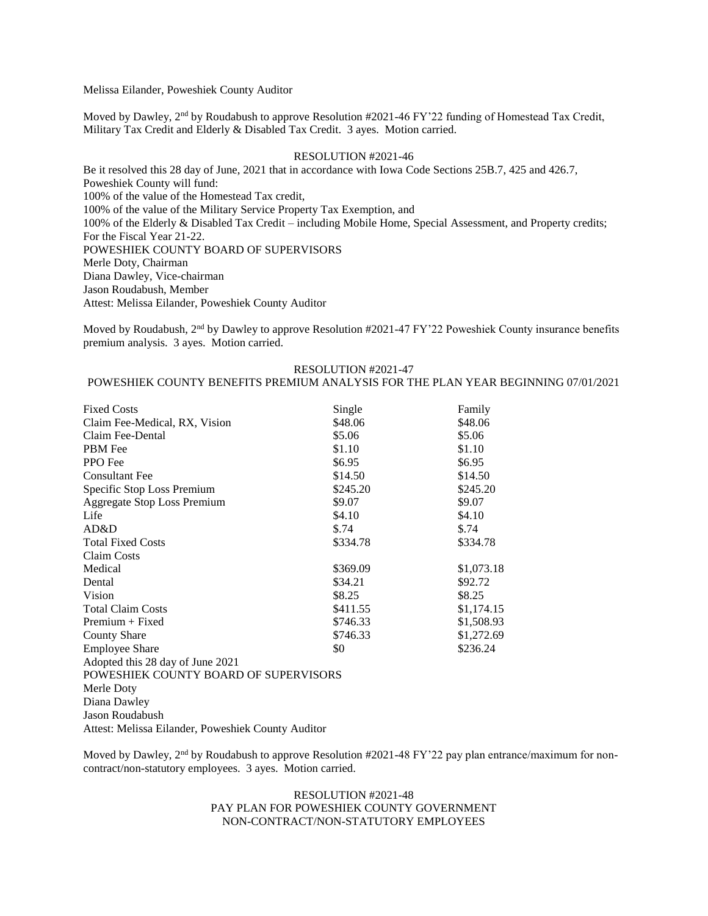Melissa Eilander, Poweshiek County Auditor

Moved by Dawley, 2nd by Roudabush to approve Resolution #2021-46 FY'22 funding of Homestead Tax Credit, Military Tax Credit and Elderly & Disabled Tax Credit. 3 ayes. Motion carried.

RESOLUTION #2021-46

Be it resolved this 28 day of June, 2021 that in accordance with Iowa Code Sections 25B.7, 425 and 426.7, Poweshiek County will fund:
100% of the value of the Homestead Tax credit,
100% of the value of the Military Service Property Tax Exemption, and
100% of the Elderly & Disabled Tax Credit – including Mobile Home, Special Assessment, and Property credits;
For the Fiscal Year 21-22.
POWESHIEK COUNTY BOARD OF SUPERVISORS
Merle Doty, Chairman
Diana Dawley, Vice-chairman
Jason Roudabush, Member
Attest: Melissa Eilander, Poweshiek County Auditor

Moved by Roudabush, 2nd by Dawley to approve Resolution #2021-47 FY'22 Poweshiek County insurance benefits premium analysis. 3 ayes. Motion carried.

RESOLUTION #2021-47
POWESHIEK COUNTY BENEFITS PREMIUM ANALYSIS FOR THE PLAN YEAR BEGINNING 07/01/2021

| Fixed Costs | Single | Family |
|---|---|---|
| Claim Fee-Medical, RX, Vision | \$48.06 | \$48.06 |
| Claim Fee-Dental | \$5.06 | \$5.06 |
| PBM Fee | \$1.10 | \$1.10 |
| PPO Fee | \$6.95 | \$6.95 |
| Consultant Fee | \$14.50 | \$14.50 |
| Specific Stop Loss Premium | \$245.20 | \$245.20 |
| Aggregate Stop Loss Premium | \$9.07 | \$9.07 |
| Life | \$4.10 | \$4.10 |
| AD&D | \$.74 | \$.74 |
| Total Fixed Costs | \$334.78 | \$334.78 |
| Claim Costs | | |
| Medical | \$369.09 | \$1,073.18 |
| Dental | \$34.21 | \$92.72 |
| Vision | \$8.25 | \$8.25 |
| Total Claim Costs | \$411.55 | \$1,174.15 |
| Premium + Fixed | \$746.33 | \$1,508.93 |
| County Share | \$746.33 | \$1,272.69 |
| Employee Share | \$0 | \$236.24 |

Adopted this 28 day of June 2021
POWESHIEK COUNTY BOARD OF SUPERVISORS
Merle Doty
Diana Dawley
Jason Roudabush
Attest: Melissa Eilander, Poweshiek County Auditor

Moved by Dawley, 2nd by Roudabush to approve Resolution #2021-48 FY'22 pay plan entrance/maximum for non-contract/non-statutory employees. 3 ayes. Motion carried.

RESOLUTION #2021-48
PAY PLAN FOR POWESHIEK COUNTY GOVERNMENT
NON-CONTRACT/NON-STATUTORY EMPLOYEES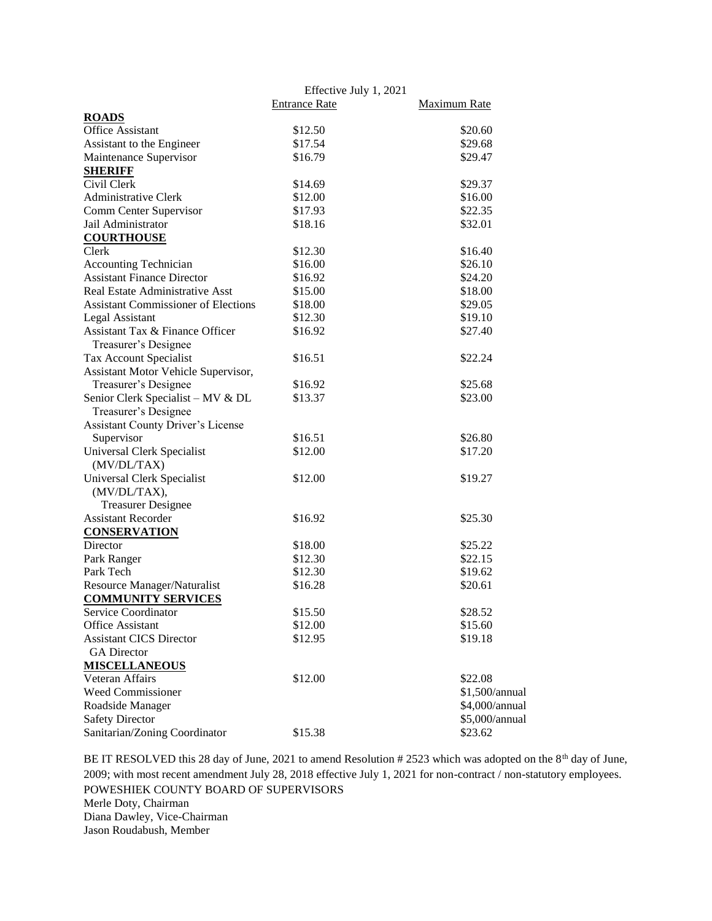| | Effective July 1, 2021 | |
|---|---|---|
| | Entrance Rate | Maximum Rate |
| **ROADS** | | |
| Office Assistant | \$12.50 | \$20.60 |
| Assistant to the Engineer | \$17.54 | \$29.68 |
| Maintenance Supervisor | \$16.79 | \$29.47 |
| **SHERIFF** | | |
| Civil Clerk | \$14.69 | \$29.37 |
| Administrative Clerk | \$12.00 | \$16.00 |
| Comm Center Supervisor | \$17.93 | \$22.35 |
| Jail Administrator | \$18.16 | \$32.01 |
| **COURTHOUSE** | | |
| Clerk | \$12.30 | \$16.40 |
| Accounting Technician | \$16.00 | \$26.10 |
| Assistant Finance Director | \$16.92 | \$24.20 |
| Real Estate Administrative Asst | \$15.00 | \$18.00 |
| Assistant Commissioner of Elections | \$18.00 | \$29.05 |
| Legal Assistant | \$12.30 | \$19.10 |
| Assistant Tax & Finance Officer Treasurer's Designee | \$16.92 | \$27.40 |
| Tax Account Specialist | \$16.51 | \$22.24 |
| Assistant Motor Vehicle Supervisor, Treasurer's Designee | \$16.92 | \$25.68 |
| Senior Clerk Specialist – MV & DL Treasurer's Designee | \$13.37 | \$23.00 |
| Assistant County Driver's License Supervisor | \$16.51 | \$26.80 |
| Universal Clerk Specialist (MV/DL/TAX) | \$12.00 | \$17.20 |
| Universal Clerk Specialist (MV/DL/TAX), Treasurer Designee | \$12.00 | \$19.27 |
| Assistant Recorder | \$16.92 | \$25.30 |
| **CONSERVATION** | | |
| Director | \$18.00 | \$25.22 |
| Park Ranger | \$12.30 | \$22.15 |
| Park Tech | \$12.30 | \$19.62 |
| Resource Manager/Naturalist | \$16.28 | \$20.61 |
| **COMMUNITY SERVICES** | | |
| Service Coordinator | \$15.50 | \$28.52 |
| Office Assistant | \$12.00 | \$15.60 |
| Assistant CICS Director GA Director | \$12.95 | \$19.18 |
| **MISCELLANEOUS** | | |
| Veteran Affairs | \$12.00 | \$22.08 |
| Weed Commissioner | | \$1,500/annual |
| Roadside Manager | | \$4,000/annual |
| Safety Director | | \$5,000/annual |
| Sanitarian/Zoning Coordinator | \$15.38 | \$23.62 |

BE IT RESOLVED this 28 day of June, 2021 to amend Resolution # 2523 which was adopted on the 8th day of June, 2009; with most recent amendment July 28, 2018 effective July 1, 2021 for non-contract / non-statutory employees.

POWESHIEK COUNTY BOARD OF SUPERVISORS
Merle Doty, Chairman
Diana Dawley, Vice-Chairman
Jason Roudabush, Member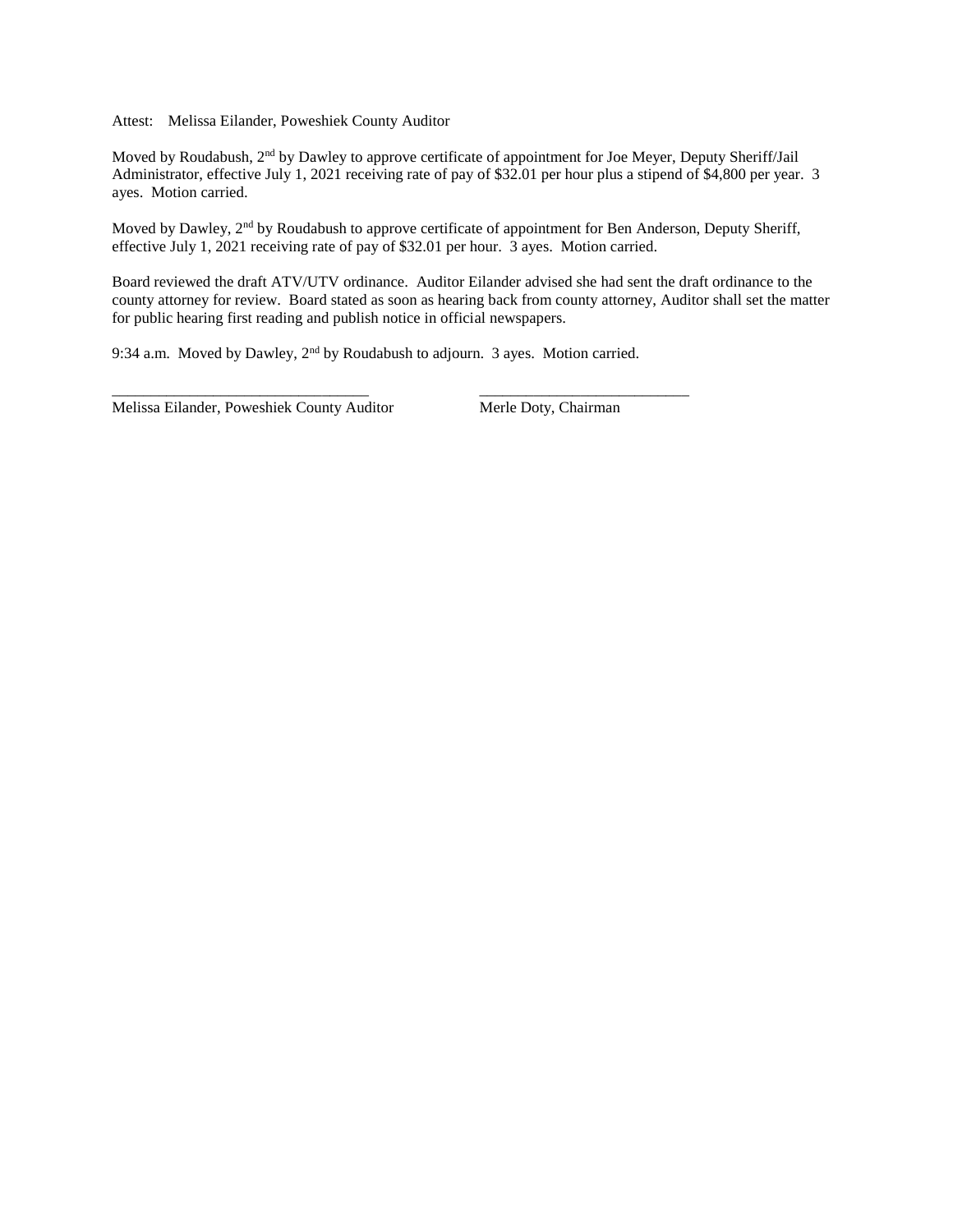Attest: Melissa Eilander, Poweshiek County Auditor

Moved by Roudabush, 2nd by Dawley to approve certificate of appointment for Joe Meyer, Deputy Sheriff/Jail Administrator, effective July 1, 2021 receiving rate of pay of $32.01 per hour plus a stipend of $4,800 per year. 3 ayes. Motion carried.

Moved by Dawley, 2nd by Roudabush to approve certificate of appointment for Ben Anderson, Deputy Sheriff, effective July 1, 2021 receiving rate of pay of $32.01 per hour. 3 ayes. Motion carried.

Board reviewed the draft ATV/UTV ordinance. Auditor Eilander advised she had sent the draft ordinance to the county attorney for review. Board stated as soon as hearing back from county attorney, Auditor shall set the matter for public hearing first reading and publish notice in official newspapers.

9:34 a.m. Moved by Dawley, 2nd by Roudabush to adjourn. 3 ayes. Motion carried.

| | |
|---|---|
| ________________________________ | ___________________________ |
| Melissa Eilander, Poweshiek County Auditor | Merle Doty, Chairman |